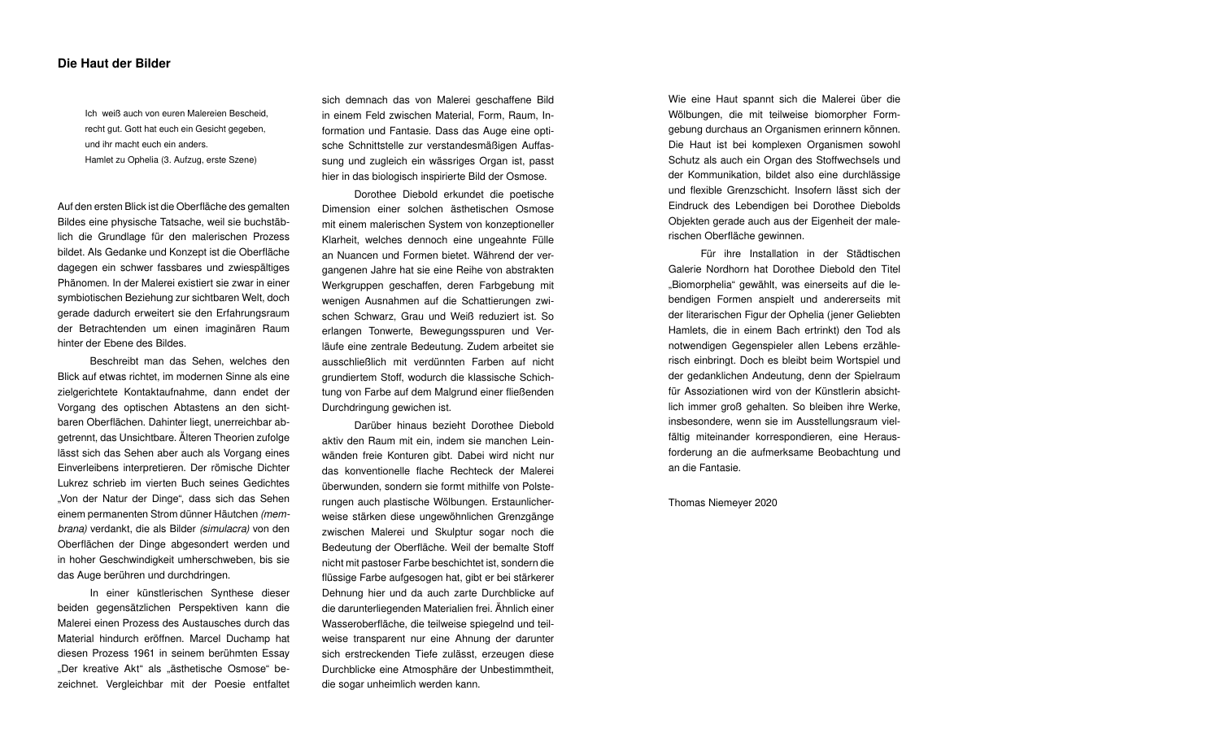### Die Haut der Bilder

> Ich weiß auch von euren Malereien Bescheid,
> recht gut. Gott hat euch ein Gesicht gegeben,
> und ihr macht euch ein anders.
> Hamlet zu Ophelia (3. Aufzug, erste Szene)

Auf den ersten Blick ist die Oberfläche des gemalten Bildes eine physische Tatsache, weil sie buchstäblich die Grundlage für den malerischen Prozess bildet. Als Gedanke und Konzept ist die Oberfläche dagegen ein schwer fassbares und zwiespältiges Phänomen. In der Malerei existiert sie zwar in einer symbiotischen Beziehung zur sichtbaren Welt, doch gerade dadurch erweitert sie den Erfahrungsraum der Betrachtenden um einen imaginären Raum hinter der Ebene des Bildes.

Beschreibt man das Sehen, welches den Blick auf etwas richtet, im modernen Sinne als eine zielgerichtete Kontaktaufnahme, dann endet der Vorgang des optischen Abtastens an den sichtbaren Oberflächen. Dahinter liegt, unerreichbar abgetrennt, das Unsichtbare. Älteren Theorien zufolge lässt sich das Sehen aber auch als Vorgang eines Einverleibens interpretieren. Der römische Dichter Lukrez schrieb im vierten Buch seines Gedichtes „Von der Natur der Dinge", dass sich das Sehen einem permanenten Strom dünner Häutchen *(membrana)* verdankt, die als Bilder *(simulacra)* von den Oberflächen der Dinge abgesondert werden und in hoher Geschwindigkeit umherschweben, bis sie das Auge berühren und durchdringen.

In einer künstlerischen Synthese dieser beiden gegensätzlichen Perspektiven kann die Malerei einen Prozess des Austausches durch das Material hindurch eröffnen. Marcel Duchamp hat diesen Prozess 1961 in seinem berühmten Essay „Der kreative Akt" als „ästhetische Osmose" bezeichnet. Vergleichbar mit der Poesie entfaltet sich demnach das von Malerei geschaffene Bild in einem Feld zwischen Material, Form, Raum, Information und Fantasie. Dass das Auge eine optische Schnittstelle zur verstandesmäßigen Auffassung und zugleich ein wässriges Organ ist, passt hier in das biologisch inspirierte Bild der Osmose.

Dorothee Diebold erkundet die poetische Dimension einer solchen ästhetischen Osmose mit einem malerischen System von konzeptioneller Klarheit, welches dennoch eine ungeahnte Fülle an Nuancen und Formen bietet. Während der vergangenen Jahre hat sie eine Reihe von abstrakten Werkgruppen geschaffen, deren Farbgebung mit wenigen Ausnahmen auf die Schattierungen zwischen Schwarz, Grau und Weiß reduziert ist. So erlangen Tonwerte, Bewegungsspuren und Verläufe eine zentrale Bedeutung. Zudem arbeitet sie ausschließlich mit verdünnten Farben auf nicht grundiertem Stoff, wodurch die klassische Schichtung von Farbe auf dem Malgrund einer fließenden Durchdringung gewichen ist.

Darüber hinaus bezieht Dorothee Diebold aktiv den Raum mit ein, indem sie manchen Leinwänden freie Konturen gibt. Dabei wird nicht nur das konventionelle flache Rechteck der Malerei überwunden, sondern sie formt mithilfe von Polsterungen auch plastische Wölbungen. Erstaunlicherweise stärken diese ungewöhnlichen Grenzgänge zwischen Malerei und Skulptur sogar noch die Bedeutung der Oberfläche. Weil der bemalte Stoff nicht mit pastoser Farbe beschichtet ist, sondern die flüssige Farbe aufgesogen hat, gibt er bei stärkerer Dehnung hier und da auch zarte Durchblicke auf die darunterliegenden Materialien frei. Ähnlich einer Wasseroberfläche, die teilweise spiegelnd und teilweise transparent nur eine Ahnung der darunter sich erstreckenden Tiefe zulässt, erzeugen diese Durchblicke eine Atmosphäre der Unbestimmtheit, die sogar unheimlich werden kann.

Wie eine Haut spannt sich die Malerei über die Wölbungen, die mit teilweise biomorpher Formgebung durchaus an Organismen erinnern können. Die Haut ist bei komplexen Organismen sowohl Schutz als auch ein Organ des Stoffwechsels und der Kommunikation, bildet also eine durchlässige und flexible Grenzschicht. Insofern lässt sich der Eindruck des Lebendigen bei Dorothee Diebolds Objekten gerade auch aus der Eigenheit der malerischen Oberfläche gewinnen.

Für ihre Installation in der Städtischen Galerie Nordhorn hat Dorothee Diebold den Titel „Biomorphelia" gewählt, was einerseits auf die lebendigen Formen anspielt und andererseits mit der literarischen Figur der Ophelia (jener Geliebten Hamlets, die in einem Bach ertrinkt) den Tod als notwendigen Gegenspieler allen Lebens erzählerisch einbringt. Doch es bleibt beim Wortspiel und der gedanklichen Andeutung, denn der Spielraum für Assoziationen wird von der Künstlerin absichtlich immer groß gehalten. So bleiben ihre Werke, insbesondere, wenn sie im Ausstellungsraum vielfältig miteinander korrespondieren, eine Herausforderung an die aufmerksame Beobachtung und an die Fantasie.

Thomas Niemeyer 2020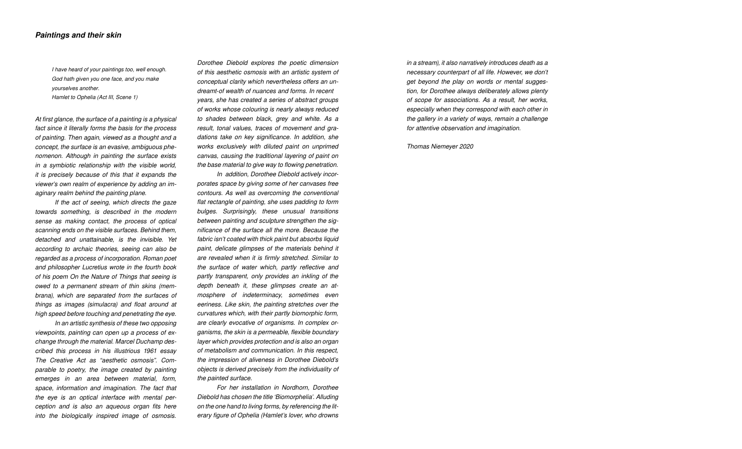## *Paintings and their skin*

> *I have heard of your paintings too, well enough. God hath given you one face, and you make yourselves another.*
> *Hamlet to Ophelia (Act III, Scene 1)*

*At first glance, the surface of a painting is a physical fact since it literally forms the basis for the process of painting. Then again, viewed as a thought and a concept, the surface is an evasive, ambiguous phenomenon. Although in painting the surface exists in a symbiotic relationship with the visible world, it is precisely because of this that it expands the viewer's own realm of experience by adding an imaginary realm behind the painting plane.*

*If the act of seeing, which directs the gaze towards something, is described in the modern sense as making contact, the process of optical scanning ends on the visible surfaces. Behind them, detached and unattainable, is the invisible. Yet according to archaic theories, seeing can also be regarded as a process of incorporation. Roman poet and philosopher Lucretius wrote in the fourth book of his poem On the Nature of Things that seeing is owed to a permanent stream of thin skins (membrana), which are separated from the surfaces of things as images (simulacra) and float around at high speed before touching and penetrating the eye.*

*In an artistic synthesis of these two opposing viewpoints, painting can open up a process of exchange through the material. Marcel Duchamp described this process in his illustrious 1961 essay The Creative Act as "aesthetic osmosis". Comparable to poetry, the image created by painting emerges in an area between material, form, space, information and imagination. The fact that the eye is an optical interface with mental perception and is also an aqueous organ fits here into the biologically inspired image of osmosis.*

*Dorothee Diebold explores the poetic dimension of this aesthetic osmosis with an artistic system of conceptual clarity which nevertheless offers an undreamt-of wealth of nuances and forms. In recent years, she has created a series of abstract groups of works whose colouring is nearly always reduced to shades between black, grey and white. As a result, tonal values, traces of movement and gradations take on key significance. In addition, she works exclusively with diluted paint on unprimed canvas, causing the traditional layering of paint on the base material to give way to flowing penetration.*

*In addition, Dorothee Diebold actively incorporates space by giving some of her canvases free contours. As well as overcoming the conventional flat rectangle of painting, she uses padding to form bulges. Surprisingly, these unusual transitions between painting and sculpture strengthen the significance of the surface all the more. Because the fabric isn't coated with thick paint but absorbs liquid paint, delicate glimpses of the materials behind it are revealed when it is firmly stretched. Similar to the surface of water which, partly reflective and partly transparent, only provides an inkling of the depth beneath it, these glimpses create an atmosphere of indeterminacy, sometimes even eeriness. Like skin, the painting stretches over the curvatures which, with their partly biomorphic form, are clearly evocative of organisms. In complex organisms, the skin is a permeable, flexible boundary layer which provides protection and is also an organ of metabolism and communication. In this respect, the impression of aliveness in Dorothee Diebold's objects is derived precisely from the individuality of the painted surface.*

*For her installation in Nordhorn, Dorothee Diebold has chosen the title 'Biomorphelia'. Alluding on the one hand to living forms, by referencing the literary figure of Ophelia (Hamlet's lover, who drowns in a stream), it also narratively introduces death as a necessary counterpart of all life. However, we don't get beyond the play on words or mental suggestion, for Dorothee always deliberately allows plenty of scope for associations. As a result, her works, especially when they correspond with each other in the gallery in a variety of ways, remain a challenge for attentive observation and imagination.*

*Thomas Niemeyer 2020*